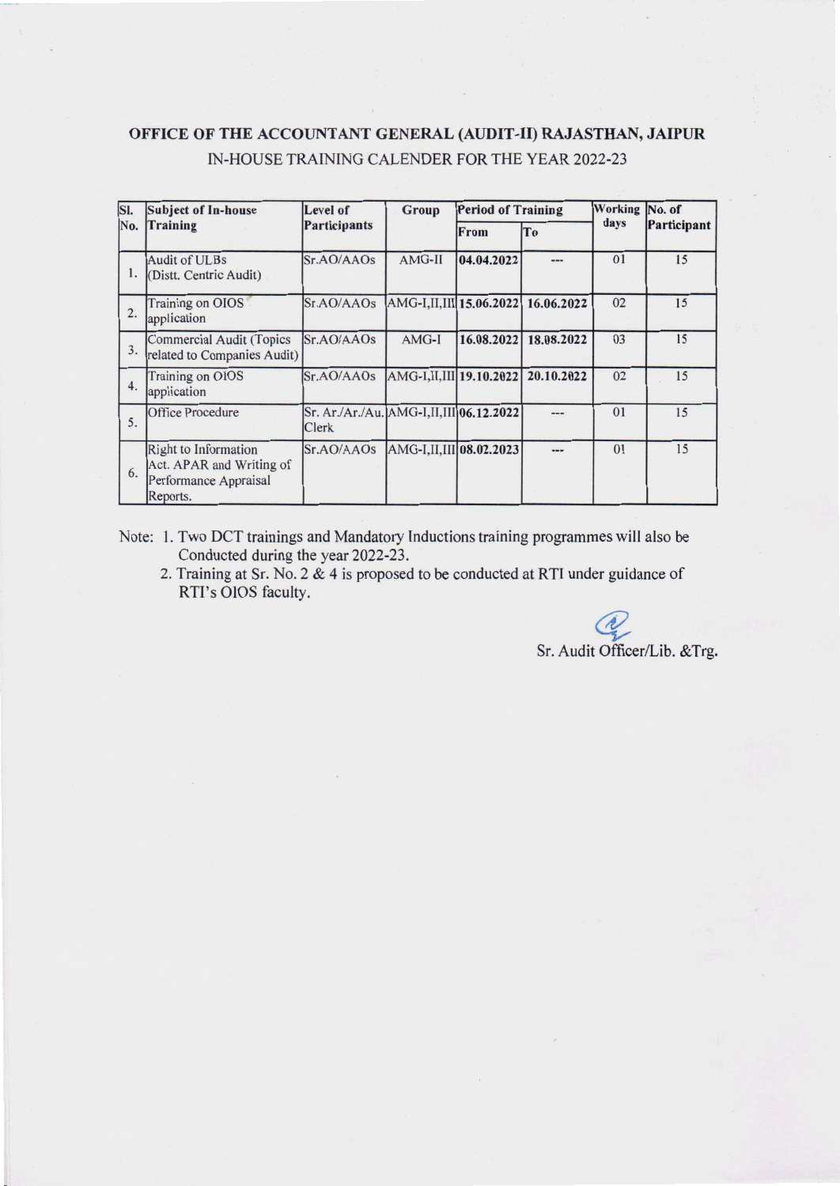# OFFICE OF THE ACCOUNTANT GENERAL (AUDIT-II) RAJASTHAN, JAIPUR

IN-HOUSE TRAINING CALENDER FOR THE YEAR 2022-23

| Sl. No. | Subject of In-house Training | Level of Participants | Group | Period of Training | | Working days | No. of Participant |
|---|---|---|---|---|---|---|---|
| | | | | From | To | | |
| 1. | Audit of ULBs (Distt. Centric Audit) | Sr.AO/AAOs | AMG-II | **04.04.2022** | --- | 01 | 15 |
| 2. | Training on OIOS application | Sr.AO/AAOs | AMG-I,II,III | **15.06.2022** | **16.06.2022** | 02 | 15 |
| 3. | Commercial Audit (Topics related to Companies Audit) | Sr.AO/AAOs | AMG-I | **16.08.2022** | **18.08.2022** | 03 | 15 |
| 4. | Training on OIOS application | Sr.AO/AAOs | AMG-I,II,III | **19.10.2022** | **20.10.2022** | 02 | 15 |
| 5. | Office Procedure | Sr. Ar./Ar./Au. Clerk | AMG-I,II,III | **06.12.2022** | --- | 01 | 15 |
| 6. | Right to Information Act. APAR and Writing of Performance Appraisal Reports. | Sr.AO/AAOs | AMG-I,II,III | **08.02.2023** | --- | 01 | 15 |

Note: 1. Two DCT trainings and Mandatory Inductions training programmes will also be Conducted during the year 2022-23.

2. Training at Sr. No. 2 & 4 is proposed to be conducted at RTI under guidance of RTI's OIOS faculty.

Sr. Audit Officer/Lib. &Trg.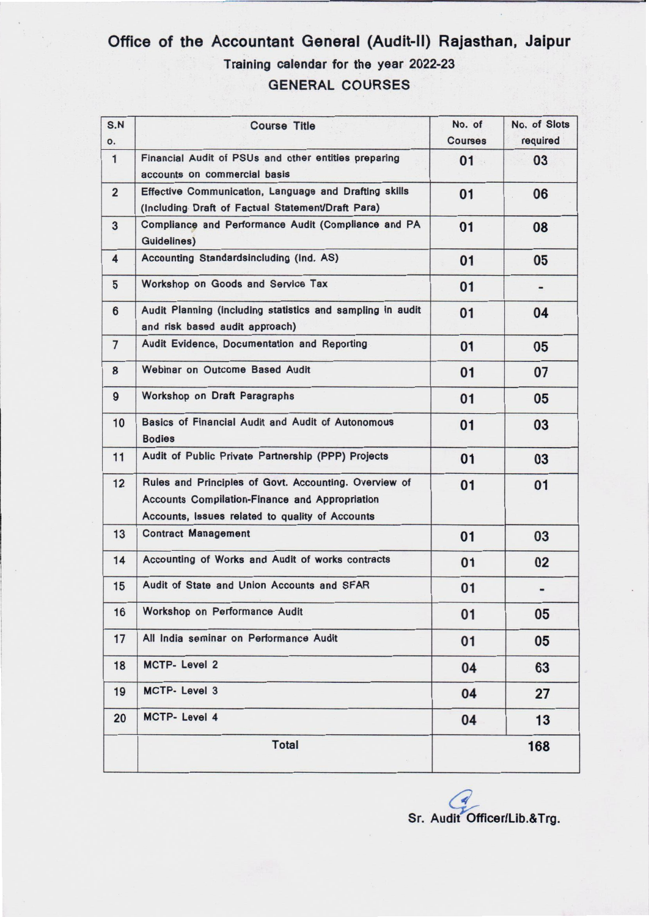# Office of the Accountant General (Audit-II) Rajasthan, Jaipur

## Training calendar for the year 2022-23

## GENERAL COURSES

| S.No. | Course Title | No. of Courses | No. of Slots required |
|---|---|---|---|
| 1 | Financial Audit of PSUs and other entities preparing accounts on commercial basis | 01 | 03 |
| 2 | Effective Communication, Language and Drafting skills (Including Draft of Factual Statement/Draft Para) | 01 | 06 |
| 3 | Compliance and Performance Audit (Compliance and PA Guidelines) | 01 | 08 |
| 4 | Accounting Standardsincluding (Ind. AS) | 01 | 05 |
| 5 | Workshop on Goods and Service Tax | 01 | - |
| 6 | Audit Planning (including statistics and sampling in audit and risk based audit approach) | 01 | 04 |
| 7 | Audit Evidence, Documentation and Reporting | 01 | 05 |
| 8 | Webinar on Outcome Based Audit | 01 | 07 |
| 9 | Workshop on Draft Paragraphs | 01 | 05 |
| 10 | Basics of Financial Audit and Audit of Autonomous Bodies | 01 | 03 |
| 11 | Audit of Public Private Partnership (PPP) Projects | 01 | 03 |
| 12 | Rules and Principles of Govt. Accounting. Overview of Accounts Compilation-Finance and Appropriation Accounts, Issues related to quality of Accounts | 01 | 01 |
| 13 | Contract Management | 01 | 03 |
| 14 | Accounting of Works and Audit of works contracts | 01 | 02 |
| 15 | Audit of State and Union Accounts and SFAR | 01 | - |
| 16 | Workshop on Performance Audit | 01 | 05 |
| 17 | All India seminar on Performance Audit | 01 | 05 |
| 18 | MCTP- Level 2 | 04 | 63 |
| 19 | MCTP- Level 3 | 04 | 27 |
| 20 | MCTP- Level 4 | 04 | 13 |
| | Total | | 168 |

Sr. Audit Officer/Lib.&Trg.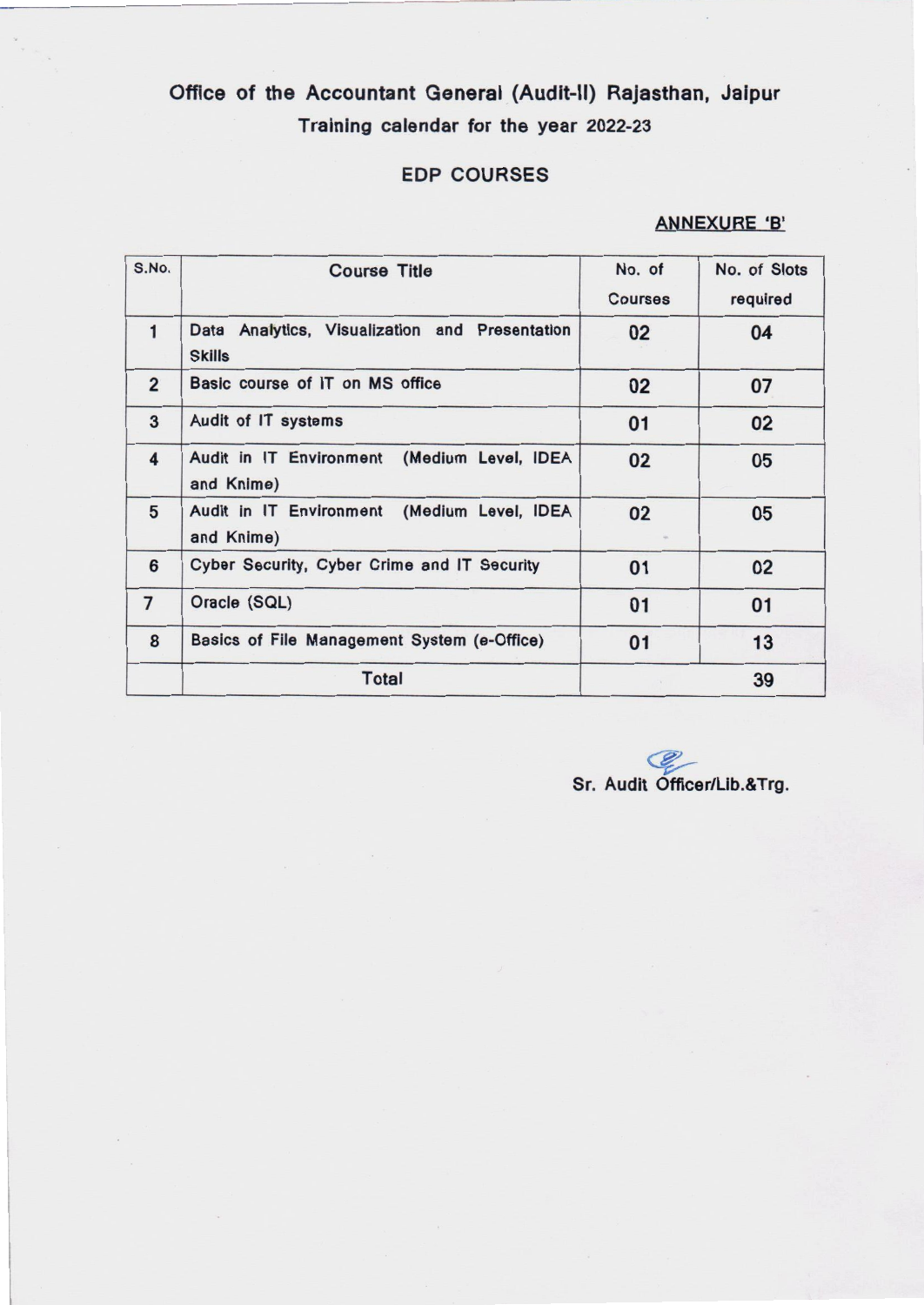# Office of the Accountant General (Audit-II) Rajasthan, Jaipur

## Training calendar for the year 2022-23

### EDP COURSES

**ANNEXURE 'B'**

| S.No. | Course Title | No. of Courses | No. of Slots required |
|---|---|---|---|
| 1 | Data Analytics, Visualization and Presentation Skills | 02 | 04 |
| 2 | Basic course of IT on MS office | 02 | 07 |
| 3 | Audit of IT systems | 01 | 02 |
| 4 | Audit in IT Environment (Medium Level, IDEA and Knime) | 02 | 05 |
| 5 | Audit in IT Environment (Medium Level, IDEA and Knime) | 02 | 05 |
| 6 | Cyber Security, Cyber Crime and IT Security | 01 | 02 |
| 7 | Oracle (SQL) | 01 | 01 |
| 8 | Basics of File Management System (e-Office) | 01 | 13 |
| | Total | | 39 |

Sr. Audit Officer/Lib.&Trg.